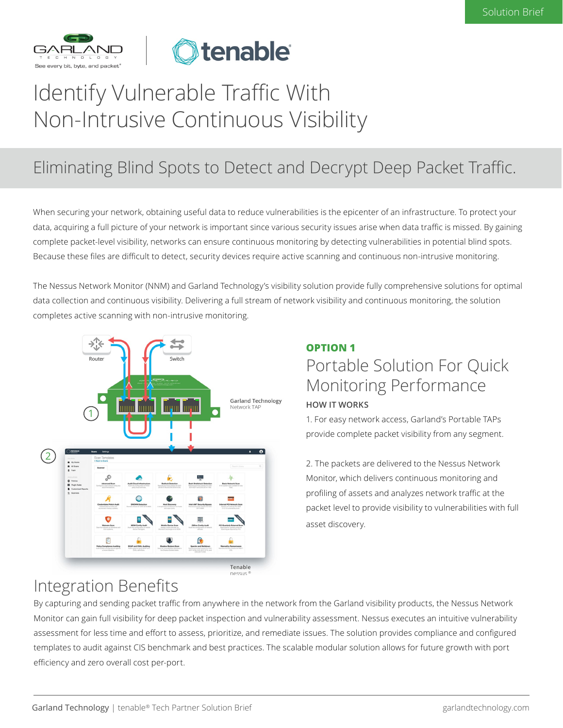Solution Brief

# Identify Vulnerable Traffic With Non-Intrusive Continuous Visibility

## Eliminating Blind Spots to Detect and Decrypt Deep Packet Traffic.

When securing your network, obtaining useful data to reduce vulnerabilities is the epicenter of an infrastructure. To protect your data, acquiring a full picture of your network is important since various security issues arise when data traffic is missed. By gaining complete packet-level visibility, networks can ensure continuous monitoring by detecting vulnerabilities in potential blind spots. Because these files are difficult to detect, security devices require active scanning and continuous non-intrusive monitoring.

The Nessus Network Monitor (NNM) and Garland Technology's visibility solution provide fully comprehensive solutions for optimal data collection and continuous visibility. Delivering a full stream of network visibility and continuous monitoring, the solution completes active scanning with non-intrusive monitoring.

Router

Switch

Garland Technology Network TAP

Tenable nessus®

**OPTION 1**

### Portable Solution For Quick Monitoring Performance

**HOW IT WORKS**

1. For easy network access, Garland's Portable TAPs provide complete packet visibility from any segment.

2. The packets are delivered to the Nessus Network Monitor, which delivers continuous monitoring and profiling of assets and analyzes network traffic at the packet level to provide visibility to vulnerabilities with full asset discovery.

## Integration Benefits

By capturing and sending packet traffic from anywhere in the network from the Garland visibility products, the Nessus Network Monitor can gain full visibility for deep packet inspection and vulnerability assessment. Nessus executes an intuitive vulnerability assessment for less time and effort to assess, prioritize, and remediate issues. The solution provides compliance and configured templates to audit against CIS benchmark and best practices. The scalable modular solution allows for future growth with port efficiency and zero overall cost per-port.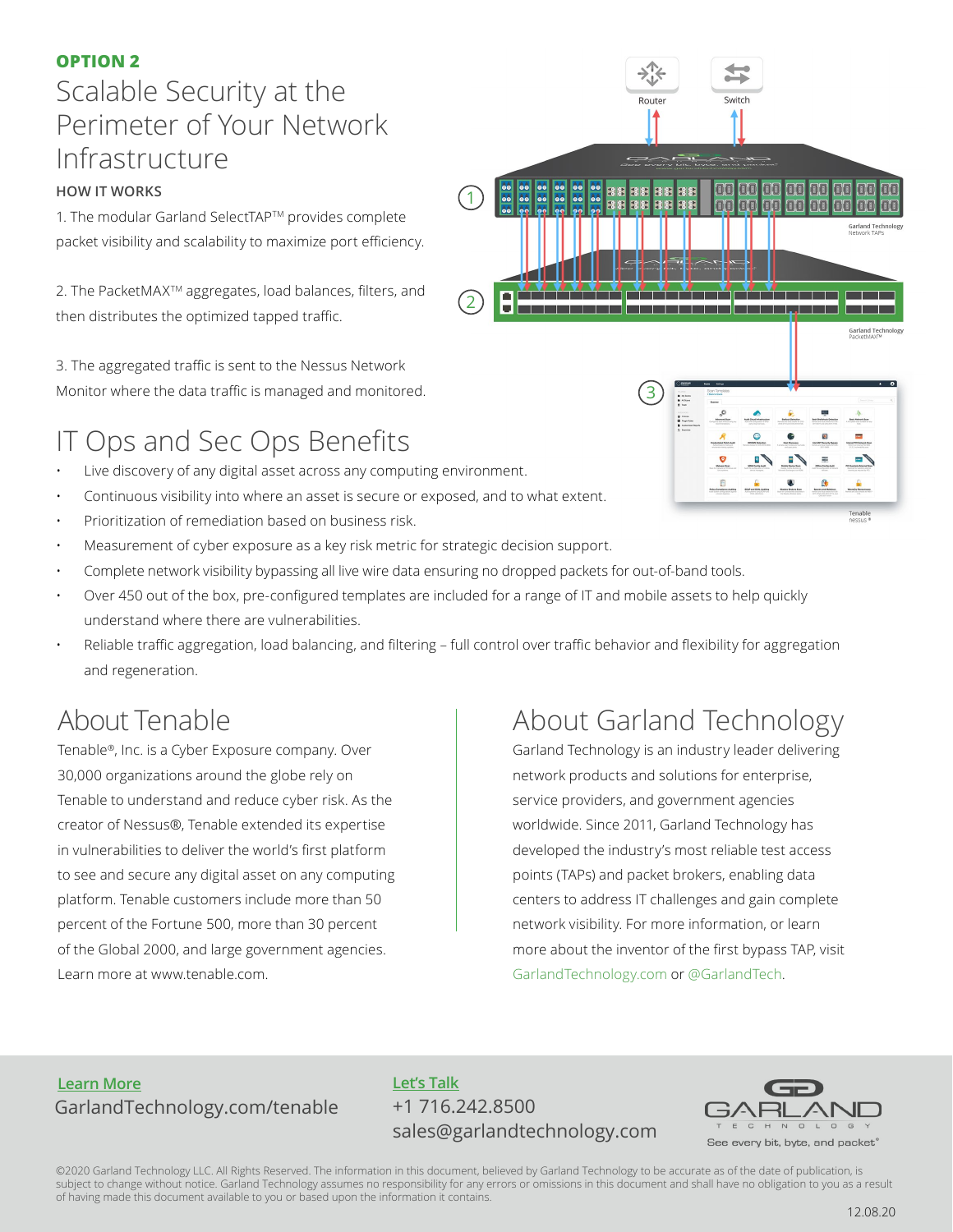**OPTION 2**

# Scalable Security at the Perimeter of Your Network Infrastructure

### HOW IT WORKS

1. The modular Garland SelectTAP™ provides complete packet visibility and scalability to maximize port efficiency.

2. The PacketMAX™ aggregates, load balances, filters, and then distributes the optimized tapped traffic.

3. The aggregated traffic is sent to the Nessus Network Monitor where the data traffic is managed and monitored.

Router

Switch

1

Garland Technology Network TAPs

2

Garland Technology PacketMAX™

3

Tenable nessus®

## IT Ops and Sec Ops Benefits

- Live discovery of any digital asset across any computing environment.
- Continuous visibility into where an asset is secure or exposed, and to what extent.
- Prioritization of remediation based on business risk.
- Measurement of cyber exposure as a key risk metric for strategic decision support.
- Complete network visibility bypassing all live wire data ensuring no dropped packets for out-of-band tools.
- Over 450 out of the box, pre-configured templates are included for a range of IT and mobile assets to help quickly understand where there are vulnerabilities.
- Reliable traffic aggregation, load balancing, and filtering – full control over traffic behavior and flexibility for aggregation and regeneration.

## About Tenable

Tenable®, Inc. is a Cyber Exposure company. Over 30,000 organizations around the globe rely on Tenable to understand and reduce cyber risk. As the creator of Nessus®, Tenable extended its expertise in vulnerabilities to deliver the world's first platform to see and secure any digital asset on any computing platform. Tenable customers include more than 50 percent of the Fortune 500, more than 30 percent of the Global 2000, and large government agencies. Learn more at www.tenable.com.

## About Garland Technology

Garland Technology is an industry leader delivering network products and solutions for enterprise, service providers, and government agencies worldwide. Since 2011, Garland Technology has developed the industry's most reliable test access points (TAPs) and packet brokers, enabling data centers to address IT challenges and gain complete network visibility. For more information, or learn more about the inventor of the first bypass TAP, visit GarlandTechnology.com or @GarlandTech.

**Learn More**
GarlandTechnology.com/tenable

**Let's Talk**
+1 716.242.8500
sales@garlandtechnology.com

GARLAND TECHNOLOGY
See every bit, byte, and packet®

©2020 Garland Technology LLC. All Rights Reserved. The information in this document, believed by Garland Technology to be accurate as of the date of publication, is subject to change without notice. Garland Technology assumes no responsibility for any errors or omissions in this document and shall have no obligation to you as a result of having made this document available to you or based upon the information it contains.

12.08.20